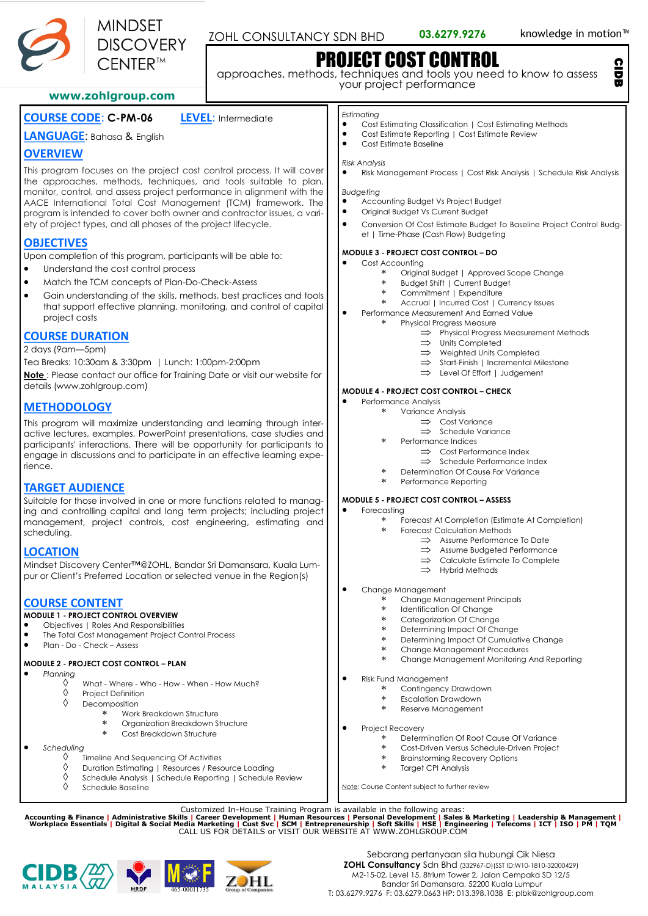MINDSET DISCOVERY CENTER™

www.zohlgroup.com

ZOHL CONSULTANCY SDN BHD 03.6279.9276 knowledge in motion™

# PROJECT COST CONTROL

approaches, methods, techniques and tools you need to know to assess your project performance

CIDB

**COURSE CODE**: **C-PM-06** **LEVEL**: Intermediate

**LANGUAGE**: Bahasa & English

## OVERVIEW

This program focuses on the project cost control process. It will cover the approaches, methods, techniques, and tools suitable to plan, monitor, control, and assess project performance in alignment with the AACE International Total Cost Management (TCM) framework. The program is intended to cover both owner and contractor issues, a variety of project types, and all phases of the project lifecycle.

## OBJECTIVES

Upon completion of this program, participants will be able to:

- Understand the cost control process
- Match the TCM concepts of Plan-Do-Check-Assess
- Gain understanding of the skills, methods, best practices and tools that support effective planning, monitoring, and control of capital project costs

## COURSE DURATION

2 days (9am—5pm)

Tea Breaks: 10:30am & 3:30pm | Lunch: 1:00pm-2:00pm

**Note** : Please contact our office for Training Date or visit our website for details (www.zohlgroup.com)

## METHODOLOGY

This program will maximize understanding and learning through interactive lectures, examples, PowerPoint presentations, case studies and participants' interactions. There will be opportunity for participants to engage in discussions and to participate in an effective learning experience.

## TARGET AUDIENCE

Suitable for those involved in one or more functions related to managing and controlling capital and long term projects; including project management, project controls, cost engineering, estimating and scheduling.

## LOCATION

Mindset Discovery Center™@ZOHL, Bandar Sri Damansara, Kuala Lumpur or Client's Preferred Location or selected venue in the Region(s)

## COURSE CONTENT

**MODULE 1 - PROJECT CONTROL OVERVIEW**

- Objectives | Roles And Responsibilities
- The Total Cost Management Project Control Process
- Plan - Do - Check – Assess

**MODULE 2 - PROJECT COST CONTROL – PLAN**

- *Planning*
  - ◊ What - Where - Who - How - When - How Much?
  - ◊ Project Definition
  - ◊ Decomposition
    - * Work Breakdown Structure
    - * Organization Breakdown Structure
    - * Cost Breakdown Structure
- *Scheduling*
  - ◊ Timeline And Sequencing Of Activities
  - ◊ Duration Estimating | Resources / Resource Loading
  - ◊ Schedule Analysis | Schedule Reporting | Schedule Review
  - ◊ Schedule Baseline

*Estimating*

- Cost Estimating Classification | Cost Estimating Methods
- Cost Estimate Reporting | Cost Estimate Review
- Cost Estimate Baseline

*Risk Analysis*

- Risk Management Process | Cost Risk Analysis | Schedule Risk Analysis

*Budgeting*

- Accounting Budget Vs Project Budget
- Original Budget Vs Current Budget
- Conversion Of Cost Estimate Budget To Baseline Project Control Budget | Time-Phase (Cash Flow) Budgeting

**MODULE 3 - PROJECT COST CONTROL – DO**

- Cost Accounting
  - * Original Budget | Approved Scope Change
  - * Budget Shift | Current Budget
  - * Commitment | Expenditure
  - * Accrual | Incurred Cost | Currency Issues
- Performance Measurement And Earned Value
  - * Physical Progress Measure
    - ⇒ Physical Progress Measurement Methods
    - ⇒ Units Completed
    - ⇒ Weighted Units Completed
    - ⇒ Start-Finish | Incremental Milestone
    - ⇒ Level Of Effort | Judgement

**MODULE 4 - PROJECT COST CONTROL – CHECK**

- Performance Analysis
  - * Variance Analysis
    - ⇒ Cost Variance
    - ⇒ Schedule Variance
  - * Performance Indices
    - ⇒ Cost Performance Index
    - ⇒ Schedule Performance Index
  - * Determination Of Cause For Variance
  - * Performance Reporting

**MODULE 5 - PROJECT COST CONTROL – ASSESS**

- Forecasting
  - * Forecast At Completion (Estimate At Completion)
  - * Forecast Calculation Methods
    - ⇒ Assume Performance To Date
    - ⇒ Assume Budgeted Performance
    - ⇒ Calculate Estimate To Complete
    - ⇒ Hybrid Methods
- Change Management
  - * Change Management Principals
  - * Identification Of Change
  - * Categorization Of Change
  - * Determining Impact Of Change
  - * Determining Impact Of Cumulative Change
  - * Change Management Procedures
  - * Change Management Monitoring And Reporting
- Risk Fund Management
  - * Contingency Drawdown
  - * Escalation Drawdown
  - * Reserve Management
- Project Recovery
  - * Determination Of Root Cause Of Variance
  - * Cost-Driven Versus Schedule-Driven Project
  - * Brainstorming Recovery Options
  - * Target CPI Analysis

Note: Course Content subject to further review

Customized In-House Training Program is available in the following areas:

**Accounting & Finance | Administrative Skills | Career Development | Human Resources | Personal Development | Sales & Marketing | Leadership & Management | Workplace Essentials | Digital & Social Media Marketing | Cust Svc | SCM | Entrepreneurship | HSE | Soft Skills | Engineering | Telecoms | ICT | ISO | PM | TQM**

CALL US FOR DETAILS or VISIT OUR WEBSITE AT WWW.ZOHLGROUP.COM

CIDB MALAYSIA | HRDF | 465-00011735 | ZOHL Group of Companies

Sebarang pertanyaan sila hubungi Cik Niesa

**ZOHL Consultancy** Sdn Bhd (332967-D)(SST ID:W10-1810-32000429)

M2-15-02, Level 15, 8trium Tower 2, Jalan Cempaka SD 12/5

Bandar Sri Damansara, 52200 Kuala Lumpur

T: 03.6279.9276 F: 03.6279.0663 HP: 013.398.1038 E: plbk@zohlgroup.com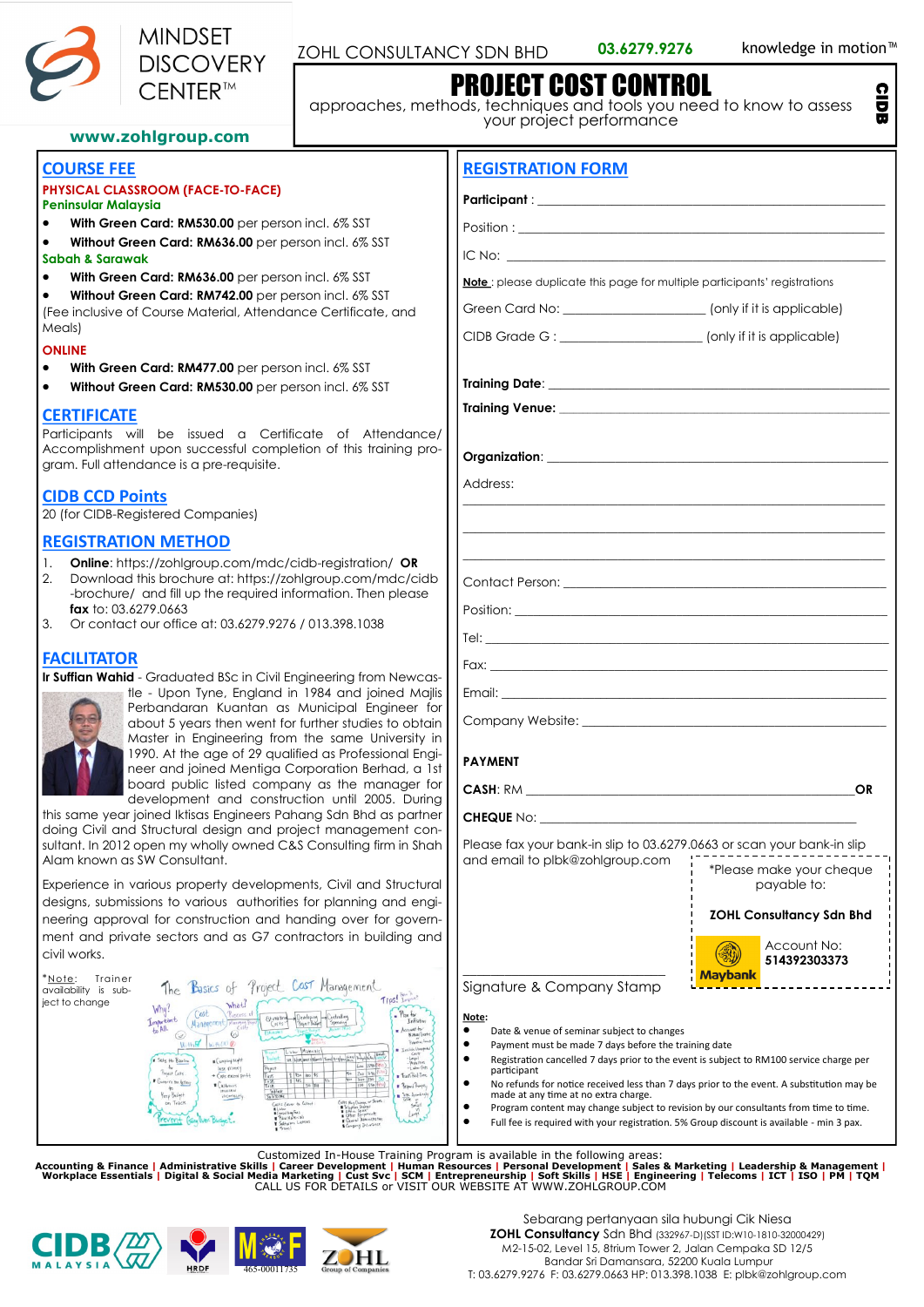MINDSET DISCOVERY CENTER™

www.zohlgroup.com

ZOHL CONSULTANCY SDN BHD **03.6279.9276** knowledge in motion™

# PROJECT COST CONTROL

approaches, methods, techniques and tools you need to know to assess your project performance

CIDB

## COURSE FEE

**PHYSICAL CLASSROOM (FACE-TO-FACE)**

**Peninsular Malaysia**

- **With Green Card: RM530.00** per person incl. 6% SST
- **Without Green Card: RM636.00** per person incl. 6% SST

**Sabah & Sarawak**

- **With Green Card: RM636.00** per person incl. 6% SST
- **Without Green Card: RM742.00** per person incl. 6% SST

(Fee inclusive of Course Material, Attendance Certificate, and Meals)

**ONLINE**

- **With Green Card: RM477.00** per person incl. 6% SST
- **Without Green Card: RM530.00** per person incl. 6% SST

## CERTIFICATE

Participants will be issued a Certificate of Attendance/ Accomplishment upon successful completion of this training program. Full attendance is a pre-requisite.

## CIDB CCD Points

20 (for CIDB-Registered Companies)

## REGISTRATION METHOD

1. **Online**: https://zohlgroup.com/mdc/cidb-registration/ **OR**
2. Download this brochure at: https://zohlgroup.com/mdc/cidb-brochure/ and fill up the required information. Then please **fax** to: 03.6279.0663
3. Or contact our office at: 03.6279.9276 / 013.398.1038

## FACILITATOR

**Ir Suffian Wahid** - Graduated BSc in Civil Engineering from Newcastle - Upon Tyne, England in 1984 and joined Majlis Perbandaran Kuantan as Municipal Engineer for about 5 years then went for further studies to obtain Master in Engineering from the same University in 1990. At the age of 29 qualified as Professional Engineer and joined Mentiga Corporation Berhad, a 1st board public listed company as the manager for development and construction until 2005. During this same year joined Iktisas Engineers Pahang Sdn Bhd as partner doing Civil and Structural design and project management consultant. In 2012 open my wholly owned C&S Consulting firm in Shah Alam known as SW Consultant.

Experience in various property developments, Civil and Structural designs, submissions to various authorities for planning and engineering approval for construction and handing over for government and private sectors and as G7 contractors in building and civil works.

*Note: Trainer availability is subject to change

## REGISTRATION FORM

**Participant** : ______________________

Position : ______________________

IC No: ______________________

**Note** : please duplicate this page for multiple participants' registrations

Green Card No: ______________ (only if it is applicable)

CIDB Grade G : ______________ (only if it is applicable)

**Training Date**: ______________________

**Training Venue**: ______________________

**Organization**: ______________________

Address: ______________________

Contact Person: ______________________

Position: ______________________

Tel: ______________________

Fax: ______________________

Email: ______________________

Company Website: ______________________

**PAYMENT**

**CASH**: RM ______________________ **OR**

**CHEQUE** No: ______________________

Please fax your bank-in slip to 03.6279.0663 or scan your bank-in slip and email to plbk@zohlgroup.com

*Please make your cheque payable to:

**ZOHL Consultancy Sdn Bhd**

Maybank — Account No: **514392303373**

______________________

Signature & Company Stamp

**Note**:

- Date & venue of seminar subject to changes
- Payment must be made 7 days before the training date
- Registration cancelled 7 days prior to the event is subject to RM100 service charge per participant
- No refunds for notice received less than 7 days prior to the event. A substitution may be made at any time at no extra charge.
- Program content may change subject to revision by our consultants from time to time.
- Full fee is required with your registration. 5% Group discount is available - min 3 pax.

Customized In-House Training Program is available in the following areas:

**Accounting & Finance | Administrative Skills | Career Development | Human Resources | Personal Development | Sales & Marketing | Leadership & Management | Workplace Essentials | Digital & Social Media Marketing | Cust Svc | SCM | Entrepreneurship | HSE | Soft Skills | Engineering | Telecoms | ICT | ISO | PM | TQM**

CALL US FOR DETAILS or VISIT OUR WEBSITE AT WWW.ZOHLGROUP.COM

CIDB MALAYSIA | HRDF | MOF 465-00011735 | ZOHL Group of Companies

Sebarang pertanyaan sila hubungi Cik Niesa

**ZOHL Consultancy** Sdn Bhd (332967-D)(SST ID:W10-1810-32000429)

M2-15-02, Level 15, 8trium Tower 2, Jalan Cempaka SD 12/5

Bandar Sri Damansara, 52200 Kuala Lumpur

T: 03.6279.9276 F: 03.6279.0663 HP: 013.398.1038 E: plbk@zohlgroup.com